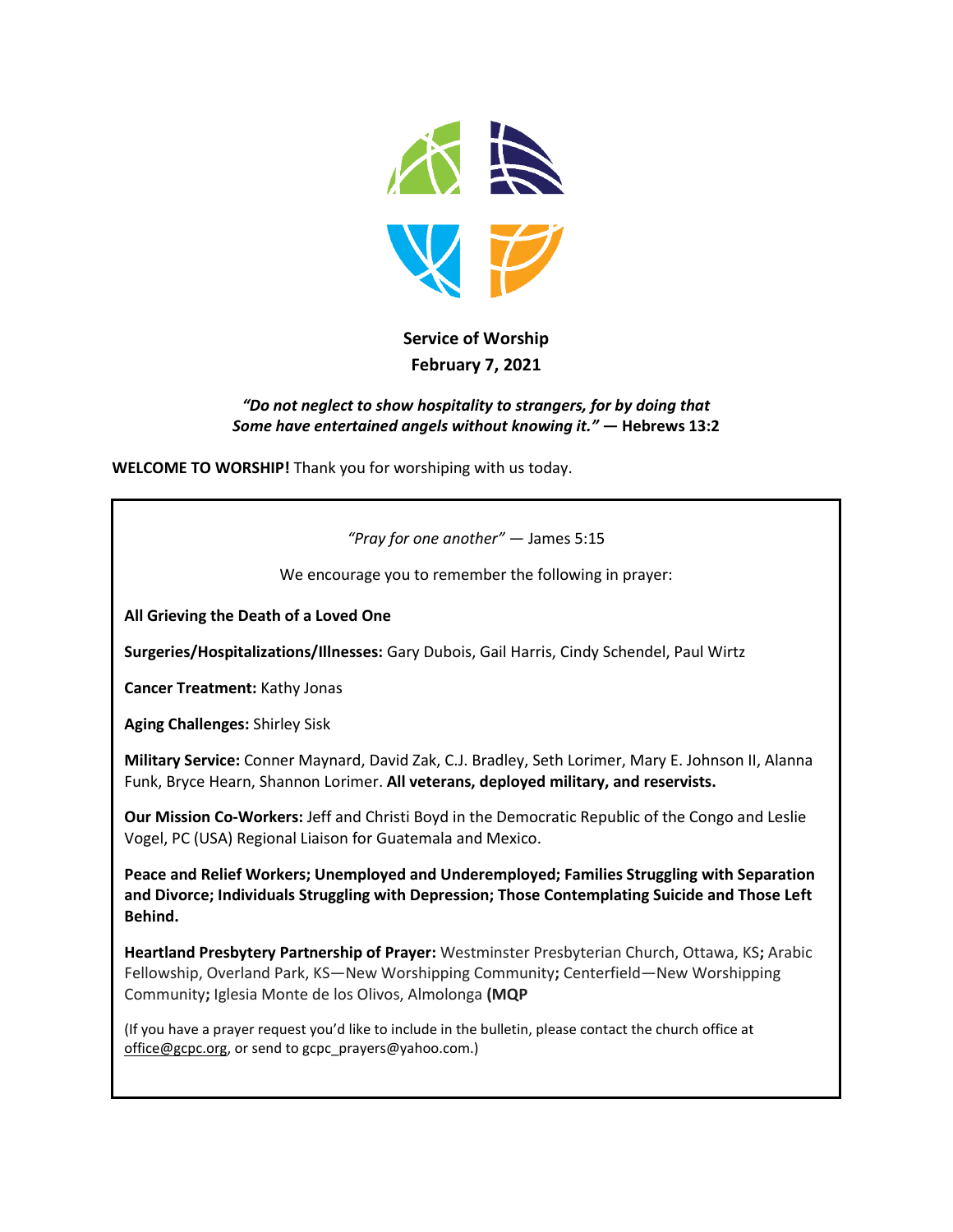**Service of Worship**
**February 7, 2021**

***"Do not neglect to show hospitality to strangers, for by doing that Some have entertained angels without knowing it."*** **— Hebrews 13:2**

**WELCOME TO WORSHIP!** Thank you for worshiping with us today.

*"Pray for one another"* — James 5:15

We encourage you to remember the following in prayer:

**All Grieving the Death of a Loved One**

**Surgeries/Hospitalizations/Illnesses:** Gary Dubois, Gail Harris, Cindy Schendel, Paul Wirtz

**Cancer Treatment:** Kathy Jonas

**Aging Challenges:** Shirley Sisk

**Military Service:** Conner Maynard, David Zak, C.J. Bradley, Seth Lorimer, Mary E. Johnson II, Alanna Funk, Bryce Hearn, Shannon Lorimer. **All veterans, deployed military, and reservists.**

**Our Mission Co-Workers:** Jeff and Christi Boyd in the Democratic Republic of the Congo and Leslie Vogel, PC (USA) Regional Liaison for Guatemala and Mexico.

**Peace and Relief Workers; Unemployed and Underemployed; Families Struggling with Separation and Divorce; Individuals Struggling with Depression; Those Contemplating Suicide and Those Left Behind.**

**Heartland Presbytery Partnership of Prayer:** Westminster Presbyterian Church, Ottawa, KS**;** Arabic Fellowship, Overland Park, KS—New Worshipping Community**;** Centerfield—New Worshipping Community**;** Iglesia Monte de los Olivos, Almolonga **(MQP**

(If you have a prayer request you'd like to include in the bulletin, please contact the church office at office@gcpc.org, or send to gcpc_prayers@yahoo.com.)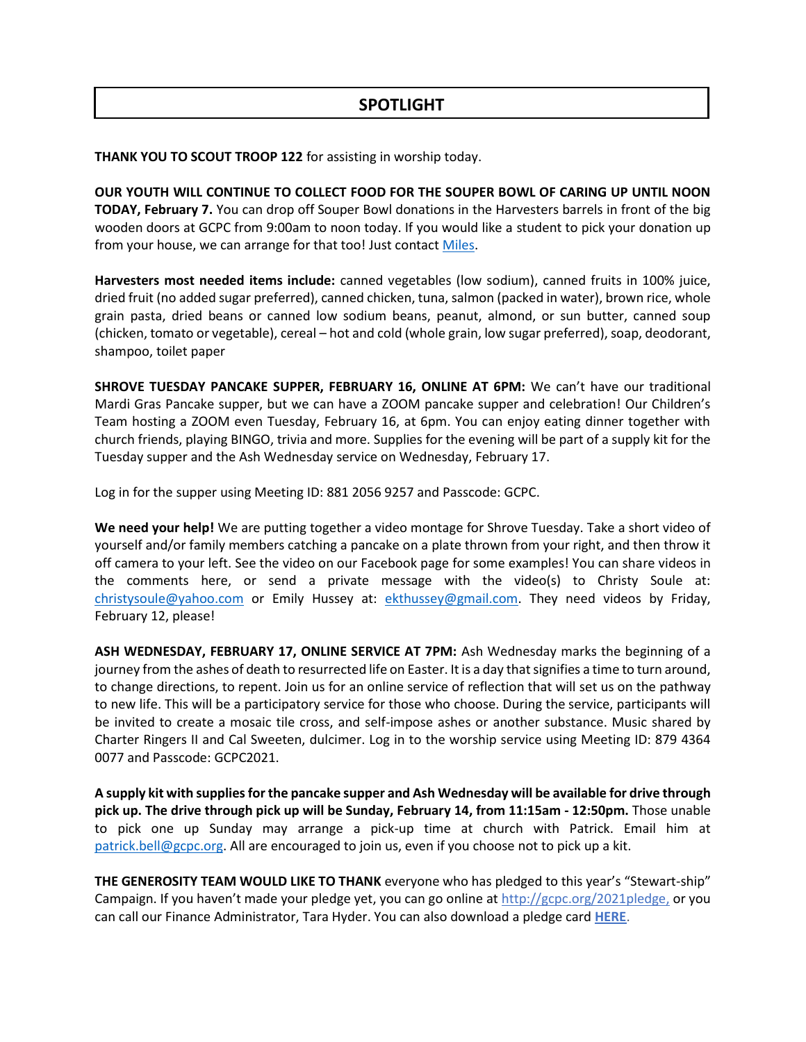# SPOTLIGHT

**THANK YOU TO SCOUT TROOP 122** for assisting in worship today.

**OUR YOUTH WILL CONTINUE TO COLLECT FOOD FOR THE SOUPER BOWL OF CARING UP UNTIL NOON TODAY, February 7.** You can drop off Souper Bowl donations in the Harvesters barrels in front of the big wooden doors at GCPC from 9:00am to noon today. If you would like a student to pick your donation up from your house, we can arrange for that too! Just contact Miles.

**Harvesters most needed items include:** canned vegetables (low sodium), canned fruits in 100% juice, dried fruit (no added sugar preferred), canned chicken, tuna, salmon (packed in water), brown rice, whole grain pasta, dried beans or canned low sodium beans, peanut, almond, or sun butter, canned soup (chicken, tomato or vegetable), cereal – hot and cold (whole grain, low sugar preferred), soap, deodorant, shampoo, toilet paper

**SHROVE TUESDAY PANCAKE SUPPER, FEBRUARY 16, ONLINE AT 6PM:** We can't have our traditional Mardi Gras Pancake supper, but we can have a ZOOM pancake supper and celebration! Our Children's Team hosting a ZOOM even Tuesday, February 16, at 6pm. You can enjoy eating dinner together with church friends, playing BINGO, trivia and more. Supplies for the evening will be part of a supply kit for the Tuesday supper and the Ash Wednesday service on Wednesday, February 17.

Log in for the supper using Meeting ID: 881 2056 9257 and Passcode: GCPC.

**We need your help!** We are putting together a video montage for Shrove Tuesday. Take a short video of yourself and/or family members catching a pancake on a plate thrown from your right, and then throw it off camera to your left. See the video on our Facebook page for some examples! You can share videos in the comments here, or send a private message with the video(s) to Christy Soule at: christysoule@yahoo.com or Emily Hussey at: ekthussey@gmail.com. They need videos by Friday, February 12, please!

**ASH WEDNESDAY, FEBRUARY 17, ONLINE SERVICE AT 7PM:** Ash Wednesday marks the beginning of a journey from the ashes of death to resurrected life on Easter. It is a day that signifies a time to turn around, to change directions, to repent. Join us for an online service of reflection that will set us on the pathway to new life. This will be a participatory service for those who choose. During the service, participants will be invited to create a mosaic tile cross, and self-impose ashes or another substance. Music shared by Charter Ringers II and Cal Sweeten, dulcimer. Log in to the worship service using Meeting ID: 879 4364 0077 and Passcode: GCPC2021.

**A supply kit with supplies for the pancake supper and Ash Wednesday will be available for drive through pick up. The drive through pick up will be Sunday, February 14, from 11:15am - 12:50pm.** Those unable to pick one up Sunday may arrange a pick-up time at church with Patrick. Email him at patrick.bell@gcpc.org. All are encouraged to join us, even if you choose not to pick up a kit.

**THE GENEROSITY TEAM WOULD LIKE TO THANK** everyone who has pledged to this year's "Stewart-ship" Campaign. If you haven't made your pledge yet, you can go online at http://gcpc.org/2021pledge, or you can call our Finance Administrator, Tara Hyder. You can also download a pledge card **HERE**.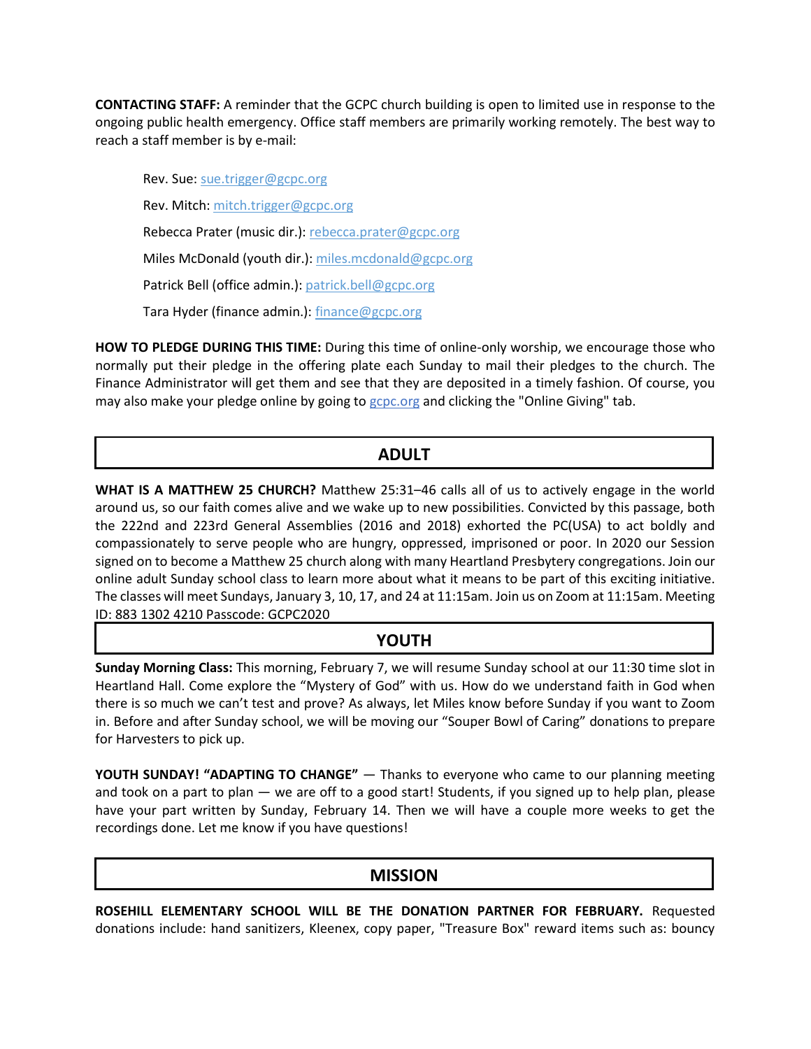**CONTACTING STAFF:** A reminder that the GCPC church building is open to limited use in response to the ongoing public health emergency. Office staff members are primarily working remotely. The best way to reach a staff member is by e-mail:

Rev. Sue: sue.trigger@gcpc.org

Rev. Mitch: mitch.trigger@gcpc.org

Rebecca Prater (music dir.): rebecca.prater@gcpc.org

Miles McDonald (youth dir.): miles.mcdonald@gcpc.org

Patrick Bell (office admin.): patrick.bell@gcpc.org

Tara Hyder (finance admin.): finance@gcpc.org

**HOW TO PLEDGE DURING THIS TIME:** During this time of online-only worship, we encourage those who normally put their pledge in the offering plate each Sunday to mail their pledges to the church. The Finance Administrator will get them and see that they are deposited in a timely fashion. Of course, you may also make your pledge online by going to gcpc.org and clicking the "Online Giving" tab.

## ADULT

**WHAT IS A MATTHEW 25 CHURCH?** Matthew 25:31–46 calls all of us to actively engage in the world around us, so our faith comes alive and we wake up to new possibilities. Convicted by this passage, both the 222nd and 223rd General Assemblies (2016 and 2018) exhorted the PC(USA) to act boldly and compassionately to serve people who are hungry, oppressed, imprisoned or poor. In 2020 our Session signed on to become a Matthew 25 church along with many Heartland Presbytery congregations. Join our online adult Sunday school class to learn more about what it means to be part of this exciting initiative. The classes will meet Sundays, January 3, 10, 17, and 24 at 11:15am. Join us on Zoom at 11:15am. Meeting ID: 883 1302 4210 Passcode: GCPC2020

## YOUTH

**Sunday Morning Class:** This morning, February 7, we will resume Sunday school at our 11:30 time slot in Heartland Hall. Come explore the "Mystery of God" with us. How do we understand faith in God when there is so much we can't test and prove? As always, let Miles know before Sunday if you want to Zoom in. Before and after Sunday school, we will be moving our "Souper Bowl of Caring" donations to prepare for Harvesters to pick up.

**YOUTH SUNDAY! "ADAPTING TO CHANGE"** — Thanks to everyone who came to our planning meeting and took on a part to plan — we are off to a good start! Students, if you signed up to help plan, please have your part written by Sunday, February 14. Then we will have a couple more weeks to get the recordings done. Let me know if you have questions!

## MISSION

**ROSEHILL ELEMENTARY SCHOOL WILL BE THE DONATION PARTNER FOR FEBRUARY.** Requested donations include: hand sanitizers, Kleenex, copy paper, "Treasure Box" reward items such as: bouncy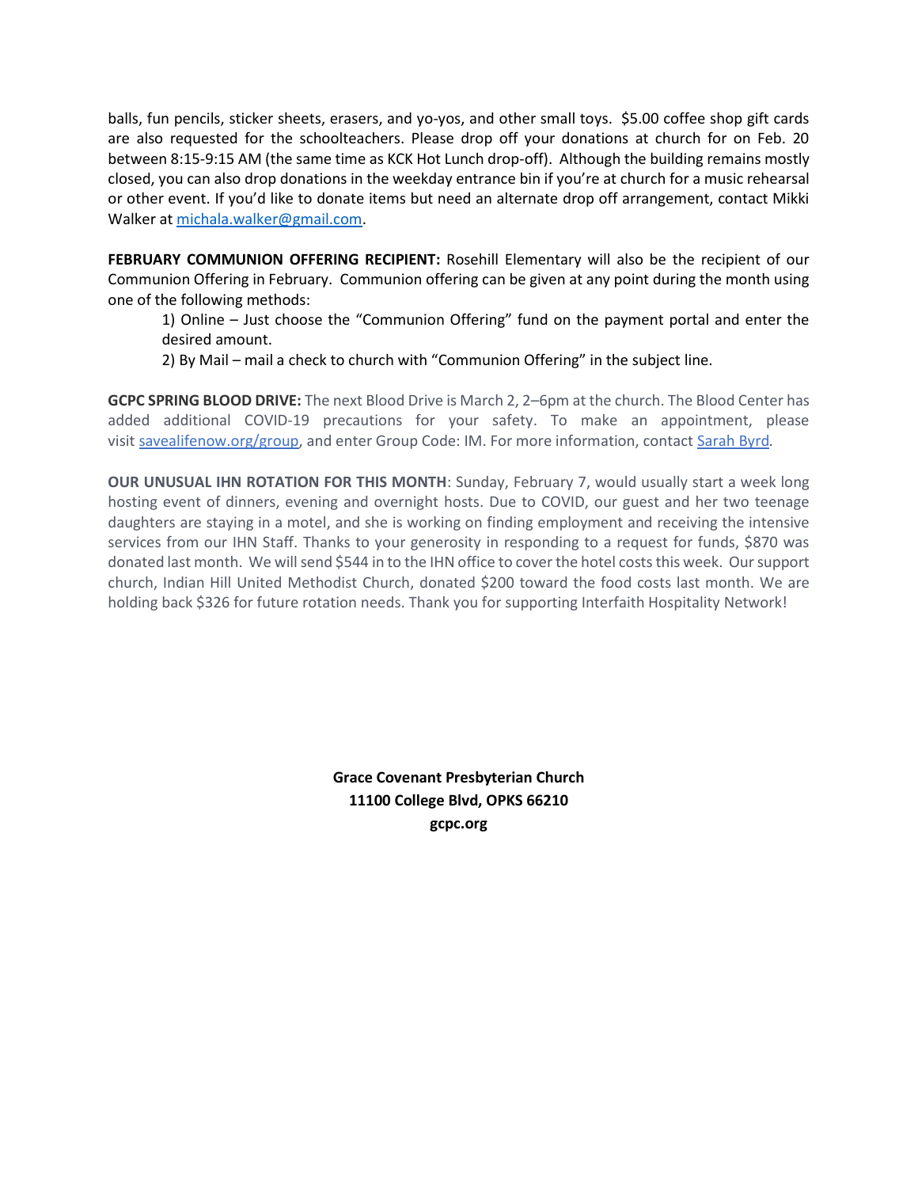balls, fun pencils, sticker sheets, erasers, and yo-yos, and other small toys. $5.00 coffee shop gift cards are also requested for the schoolteachers. Please drop off your donations at church for on Feb. 20 between 8:15-9:15 AM (the same time as KCK Hot Lunch drop-off). Although the building remains mostly closed, you can also drop donations in the weekday entrance bin if you're at church for a music rehearsal or other event. If you'd like to donate items but need an alternate drop off arrangement, contact Mikki Walker at michala.walker@gmail.com.

**FEBRUARY COMMUNION OFFERING RECIPIENT:** Rosehill Elementary will also be the recipient of our Communion Offering in February. Communion offering can be given at any point during the month using one of the following methods:

1) Online – Just choose the "Communion Offering" fund on the payment portal and enter the desired amount.
2) By Mail – mail a check to church with "Communion Offering" in the subject line.

**GCPC SPRING BLOOD DRIVE:** The next Blood Drive is March 2, 2–6pm at the church. The Blood Center has added additional COVID-19 precautions for your safety. To make an appointment, please visit savealifenow.org/group, and enter Group Code: IM. For more information, contact Sarah Byrd.

**OUR UNUSUAL IHN ROTATION FOR THIS MONTH**: Sunday, February 7, would usually start a week long hosting event of dinners, evening and overnight hosts. Due to COVID, our guest and her two teenage daughters are staying in a motel, and she is working on finding employment and receiving the intensive services from our IHN Staff. Thanks to your generosity in responding to a request for funds, $870 was donated last month. We will send $544 in to the IHN office to cover the hotel costs this week. Our support church, Indian Hill United Methodist Church, donated $200 toward the food costs last month. We are holding back $326 for future rotation needs. Thank you for supporting Interfaith Hospitality Network!

**Grace Covenant Presbyterian Church**
**11100 College Blvd, OPKS 66210**
**gcpc.org**